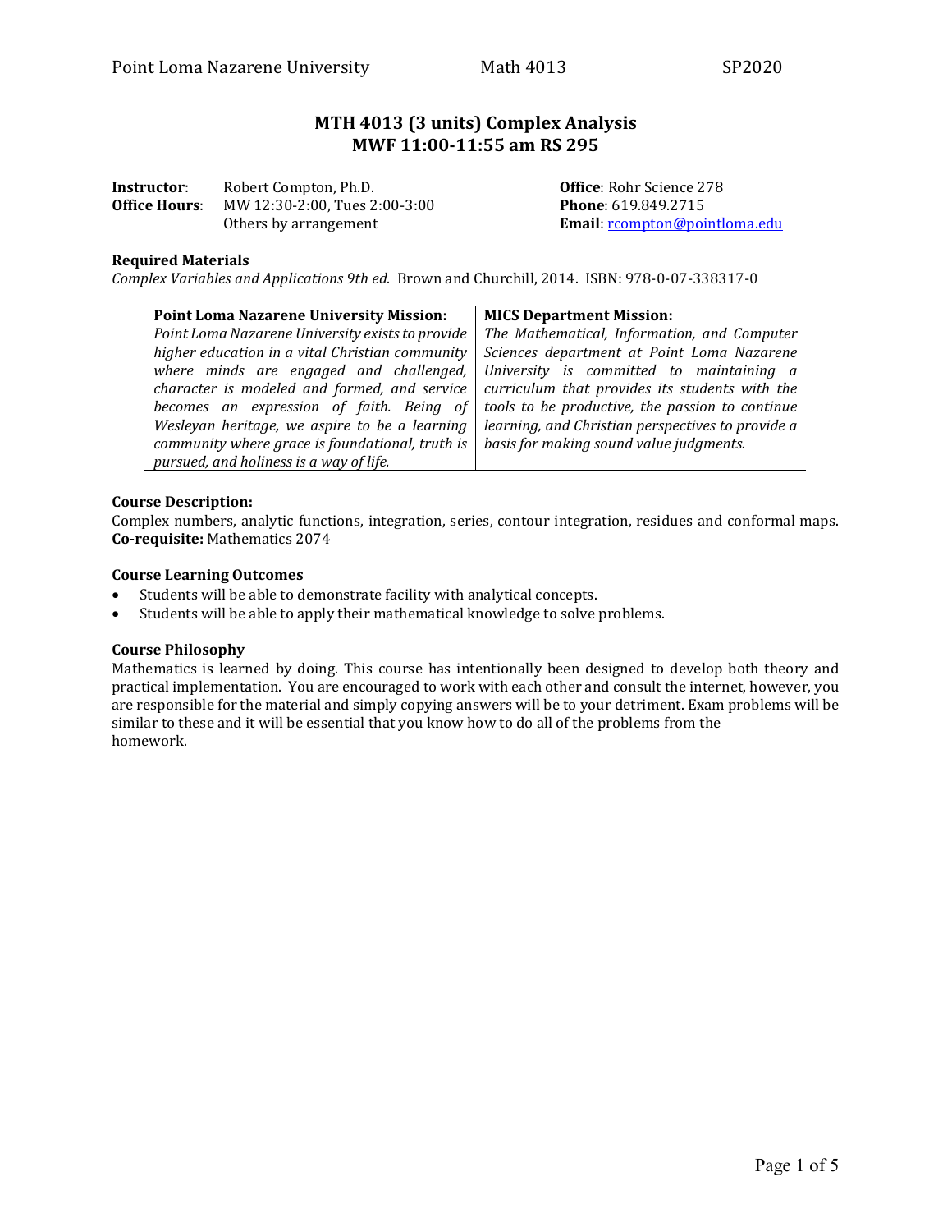# MTH 4013 (3 units) Complex Analysis
## MWF 11:00-11:55 am RS 295

**Instructor**: Robert Compton, Ph.D.
**Office Hours**: MW 12:30-2:00, Tues 2:00-3:00
Others by arrangement

**Office**: Rohr Science 278
**Phone**: 619.849.2715
**Email**: rcompton@pointloma.edu

**Required Materials**

*Complex Variables and Applications 9th ed.* Brown and Churchill, 2014. ISBN: 978-0-07-338317-0

| **Point Loma Nazarene University Mission:** | **MICS Department Mission:** |
| --- | --- |
| *Point Loma Nazarene University exists to provide higher education in a vital Christian community where minds are engaged and challenged, character is modeled and formed, and service becomes an expression of faith. Being of Wesleyan heritage, we aspire to be a learning community where grace is foundational, truth is pursued, and holiness is a way of life.* | *The Mathematical, Information, and Computer Sciences department at Point Loma Nazarene University is committed to maintaining a curriculum that provides its students with the tools to be productive, the passion to continue learning, and Christian perspectives to provide a basis for making sound value judgments.* |

**Course Description:**

Complex numbers, analytic functions, integration, series, contour integration, residues and conformal maps.
**Co-requisite:** Mathematics 2074

**Course Learning Outcomes**

- Students will be able to demonstrate facility with analytical concepts.
- Students will be able to apply their mathematical knowledge to solve problems.

**Course Philosophy**

Mathematics is learned by doing. This course has intentionally been designed to develop both theory and practical implementation. You are encouraged to work with each other and consult the internet, however, you are responsible for the material and simply copying answers will be to your detriment. Exam problems will be similar to these and it will be essential that you know how to do all of the problems from the homework.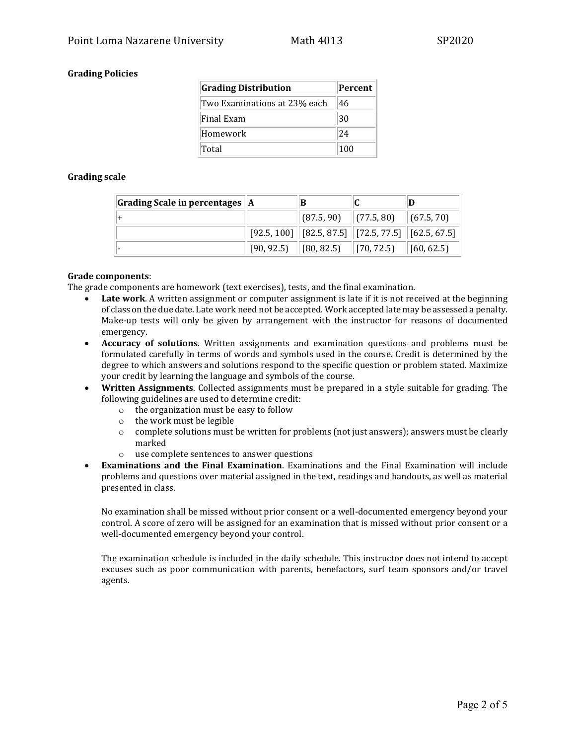**Grading Policies**

| Grading Distribution | Percent |
|---|---|
| Two Examinations at 23% each | 46 |
| Final Exam | 30 |
| Homework | 24 |
| Total | 100 |

**Grading scale**

| Grading Scale in percentages | A | B | C | D |
|---|---|---|---|---|
| + | | (87.5, 90) | (77.5, 80) | (67.5, 70) |
| | [92.5, 100] | [82.5, 87.5] | [72.5, 77.5] | [62.5, 67.5] |
| - | [90, 92.5) | [80, 82.5) | [70, 72.5) | [60, 62.5) |

**Grade components**:
The grade components are homework (text exercises), tests, and the final examination.

- **Late work**. A written assignment or computer assignment is late if it is not received at the beginning of class on the due date. Late work need not be accepted. Work accepted late may be assessed a penalty. Make-up tests will only be given by arrangement with the instructor for reasons of documented emergency.
- **Accuracy of solutions**. Written assignments and examination questions and problems must be formulated carefully in terms of words and symbols used in the course. Credit is determined by the degree to which answers and solutions respond to the specific question or problem stated. Maximize your credit by learning the language and symbols of the course.
- **Written Assignments**. Collected assignments must be prepared in a style suitable for grading. The following guidelines are used to determine credit:
    - the organization must be easy to follow
    - the work must be legible
    - complete solutions must be written for problems (not just answers); answers must be clearly marked
    - use complete sentences to answer questions
- **Examinations and the Final Examination**. Examinations and the Final Examination will include problems and questions over material assigned in the text, readings and handouts, as well as material presented in class.

    No examination shall be missed without prior consent or a well-documented emergency beyond your control. A score of zero will be assigned for an examination that is missed without prior consent or a well-documented emergency beyond your control.

    The examination schedule is included in the daily schedule. This instructor does not intend to accept excuses such as poor communication with parents, benefactors, surf team sponsors and/or travel agents.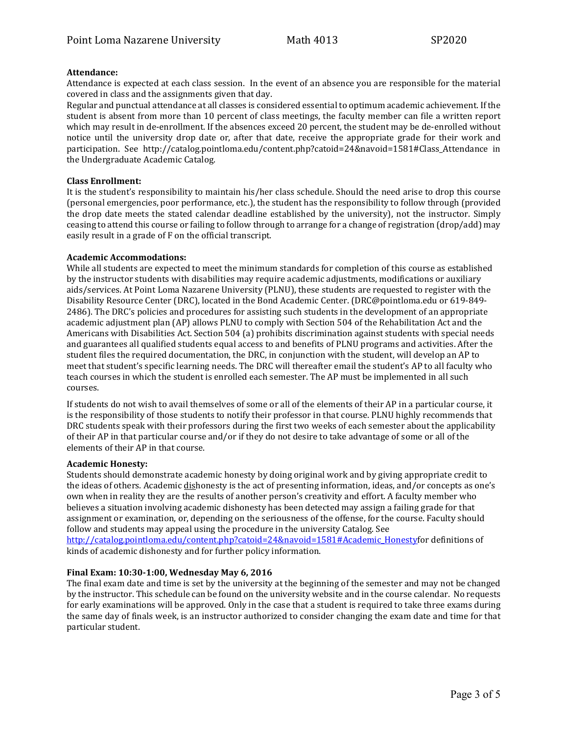**Attendance:**

Attendance is expected at each class session. In the event of an absence you are responsible for the material covered in class and the assignments given that day.

Regular and punctual attendance at all classes is considered essential to optimum academic achievement. If the student is absent from more than 10 percent of class meetings, the faculty member can file a written report which may result in de-enrollment. If the absences exceed 20 percent, the student may be de-enrolled without notice until the university drop date or, after that date, receive the appropriate grade for their work and participation. See http://catalog.pointloma.edu/content.php?catoid=24&navoid=1581#Class_Attendance in the Undergraduate Academic Catalog.

**Class Enrollment:**

It is the student's responsibility to maintain his/her class schedule. Should the need arise to drop this course (personal emergencies, poor performance, etc.), the student has the responsibility to follow through (provided the drop date meets the stated calendar deadline established by the university), not the instructor. Simply ceasing to attend this course or failing to follow through to arrange for a change of registration (drop/add) may easily result in a grade of F on the official transcript.

**Academic Accommodations:**

While all students are expected to meet the minimum standards for completion of this course as established by the instructor students with disabilities may require academic adjustments, modifications or auxiliary aids/services. At Point Loma Nazarene University (PLNU), these students are requested to register with the Disability Resource Center (DRC), located in the Bond Academic Center. (DRC@pointloma.edu or 619-849-2486). The DRC's policies and procedures for assisting such students in the development of an appropriate academic adjustment plan (AP) allows PLNU to comply with Section 504 of the Rehabilitation Act and the Americans with Disabilities Act. Section 504 (a) prohibits discrimination against students with special needs and guarantees all qualified students equal access to and benefits of PLNU programs and activities. After the student files the required documentation, the DRC, in conjunction with the student, will develop an AP to meet that student's specific learning needs. The DRC will thereafter email the student's AP to all faculty who teach courses in which the student is enrolled each semester. The AP must be implemented in all such courses.

If students do not wish to avail themselves of some or all of the elements of their AP in a particular course, it is the responsibility of those students to notify their professor in that course. PLNU highly recommends that DRC students speak with their professors during the first two weeks of each semester about the applicability of their AP in that particular course and/or if they do not desire to take advantage of some or all of the elements of their AP in that course.

**Academic Honesty:**

Students should demonstrate academic honesty by doing original work and by giving appropriate credit to the ideas of others. Academic dishonesty is the act of presenting information, ideas, and/or concepts as one's own when in reality they are the results of another person's creativity and effort. A faculty member who believes a situation involving academic dishonesty has been detected may assign a failing grade for that assignment or examination, or, depending on the seriousness of the offense, for the course. Faculty should follow and students may appeal using the procedure in the university Catalog. See http://catalog.pointloma.edu/content.php?catoid=24&navoid=1581#Academic_Honestyfor definitions of kinds of academic dishonesty and for further policy information.

**Final Exam: 10:30-1:00, Wednesday May 6, 2016**

The final exam date and time is set by the university at the beginning of the semester and may not be changed by the instructor. This schedule can be found on the university website and in the course calendar. No requests for early examinations will be approved. Only in the case that a student is required to take three exams during the same day of finals week, is an instructor authorized to consider changing the exam date and time for that particular student.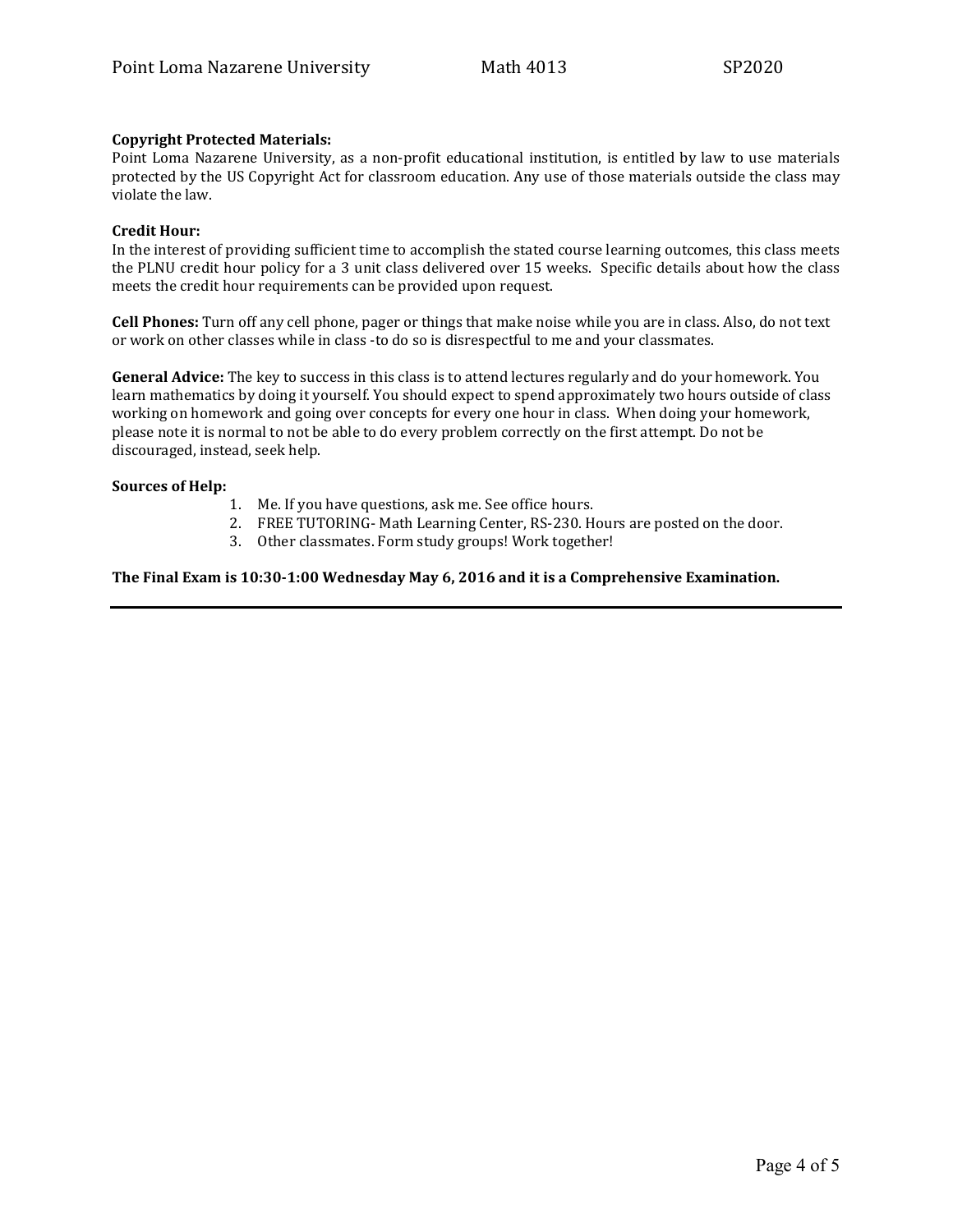**Copyright Protected Materials:**
Point Loma Nazarene University, as a non-profit educational institution, is entitled by law to use materials protected by the US Copyright Act for classroom education. Any use of those materials outside the class may violate the law.

**Credit Hour:**
In the interest of providing sufficient time to accomplish the stated course learning outcomes, this class meets the PLNU credit hour policy for a 3 unit class delivered over 15 weeks. Specific details about how the class meets the credit hour requirements can be provided upon request.

**Cell Phones:** Turn off any cell phone, pager or things that make noise while you are in class. Also, do not text or work on other classes while in class -to do so is disrespectful to me and your classmates.

**General Advice:** The key to success in this class is to attend lectures regularly and do your homework. You learn mathematics by doing it yourself. You should expect to spend approximately two hours outside of class working on homework and going over concepts for every one hour in class. When doing your homework, please note it is normal to not be able to do every problem correctly on the first attempt. Do not be discouraged, instead, seek help.

**Sources of Help:**

1. Me. If you have questions, ask me. See office hours.
2. FREE TUTORING- Math Learning Center, RS-230. Hours are posted on the door.
3. Other classmates. Form study groups! Work together!

**The Final Exam is 10:30-1:00 Wednesday May 6, 2016 and it is a Comprehensive Examination.**

---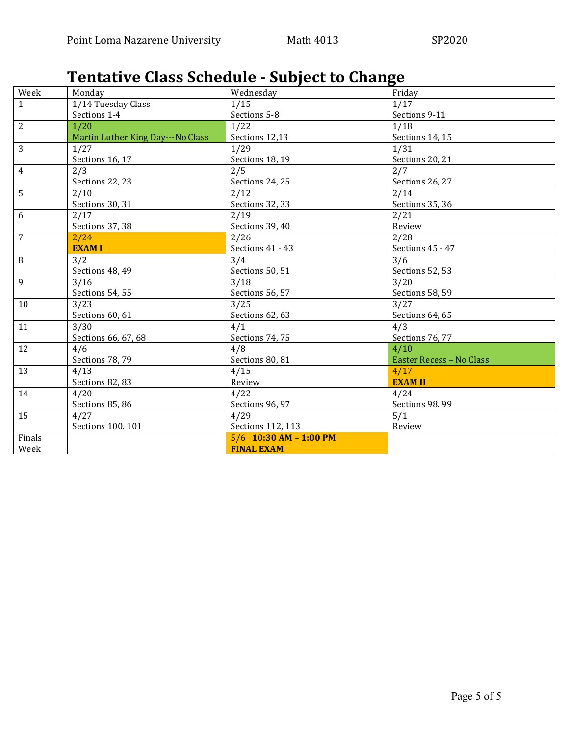# Tentative Class Schedule - Subject to Change

| Week | Monday | Wednesday | Friday |
|---|---|---|---|
| 1 | 1/14 Tuesday Class<br>Sections 1-4 | 1/15<br>Sections 5-8 | 1/17<br>Sections 9-11 |
| 2 | 1/20<br>Martin Luther King Day---No Class | 1/22<br>Sections 12,13 | 1/18<br>Sections 14, 15 |
| 3 | 1/27<br>Sections 16, 17 | 1/29<br>Sections 18, 19 | 1/31<br>Sections 20, 21 |
| 4 | 2/3<br>Sections 22, 23 | 2/5<br>Sections 24, 25 | 2/7<br>Sections 26, 27 |
| 5 | 2/10<br>Sections 30, 31 | 2/12<br>Sections 32, 33 | 2/14<br>Sections 35, 36 |
| 6 | 2/17<br>Sections 37, 38 | 2/19<br>Sections 39, 40 | 2/21<br>Review |
| 7 | 2/24<br>**EXAM I** | 2/26<br>Sections 41 - 43 | 2/28<br>Sections 45 - 47 |
| 8 | 3/2<br>Sections 48, 49 | 3/4<br>Sections 50, 51 | 3/6<br>Sections 52, 53 |
| 9 | 3/16<br>Sections 54, 55 | 3/18<br>Sections 56, 57 | 3/20<br>Sections 58, 59 |
| 10 | 3/23<br>Sections 60, 61 | 3/25<br>Sections 62, 63 | 3/27<br>Sections 64, 65 |
| 11 | 3/30<br>Sections 66, 67, 68 | 4/1<br>Sections 74, 75 | 4/3<br>Sections 76, 77 |
| 12 | 4/6<br>Sections 78, 79 | 4/8<br>Sections 80, 81 | 4/10<br>Easter Recess – No Class |
| 13 | 4/13<br>Sections 82, 83 | 4/15<br>Review | 4/17<br>**EXAM II** |
| 14 | 4/20<br>Sections 85, 86 | 4/22<br>Sections 96, 97 | 4/24<br>Sections 98. 99 |
| 15 | 4/27<br>Sections 100. 101 | 4/29<br>Sections 112, 113 | 5/1<br>Review |
| Finals Week | | 5/6 **10:30 AM – 1:00 PM**<br>**FINAL EXAM** | |